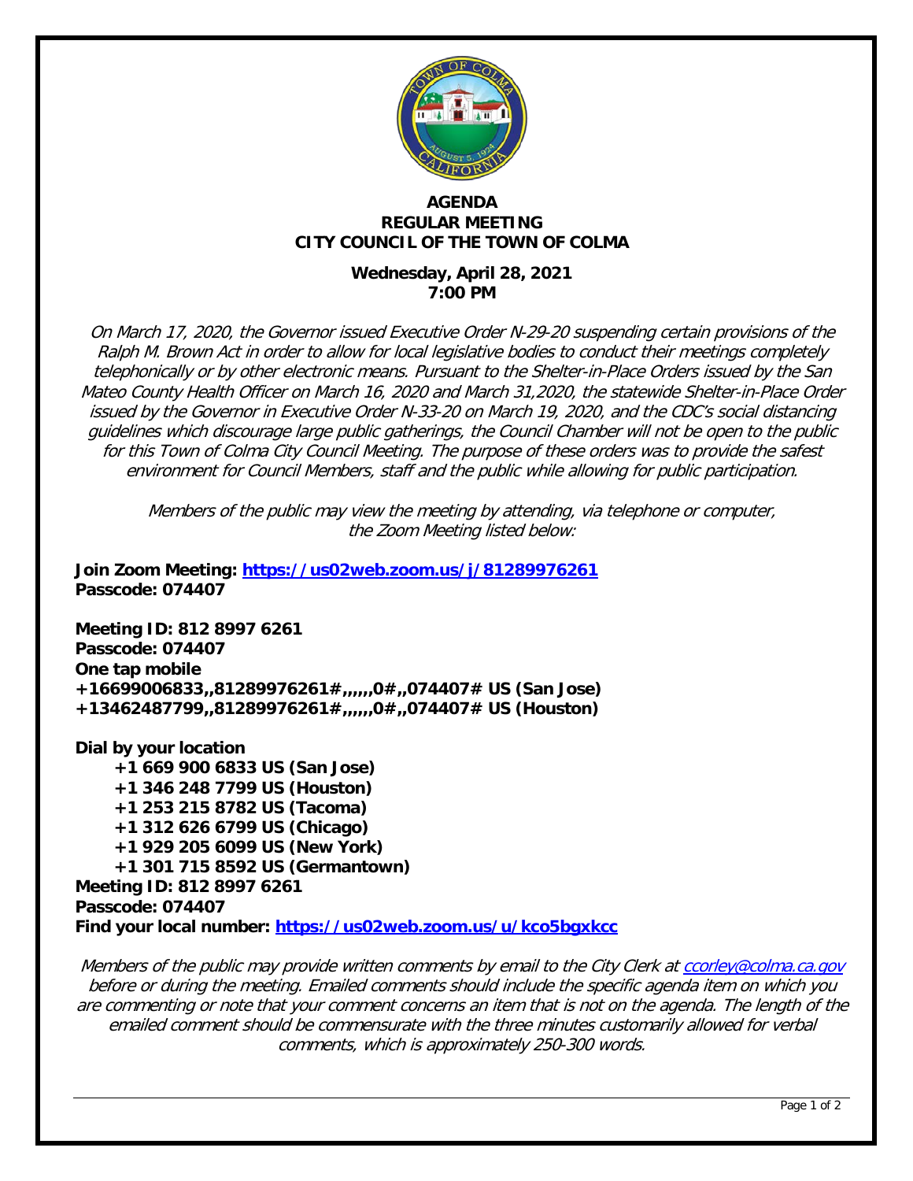# AGENDA
## REGULAR MEETING
## CITY COUNCIL OF THE TOWN OF COLMA

**Wednesday, April 28, 2021**
**7:00 PM**

*On March 17, 2020, the Governor issued Executive Order N-29-20 suspending certain provisions of the Ralph M. Brown Act in order to allow for local legislative bodies to conduct their meetings completely telephonically or by other electronic means. Pursuant to the Shelter-in-Place Orders issued by the San Mateo County Health Officer on March 16, 2020 and March 31,2020, the statewide Shelter-in-Place Order issued by the Governor in Executive Order N-33-20 on March 19, 2020, and the CDC's social distancing guidelines which discourage large public gatherings, the Council Chamber will not be open to the public for this Town of Colma City Council Meeting. The purpose of these orders was to provide the safest environment for Council Members, staff and the public while allowing for public participation.*

*Members of the public may view the meeting by attending, via telephone or computer, the Zoom Meeting listed below:*

**Join Zoom Meeting: https://us02web.zoom.us/j/81289976261**
**Passcode: 074407**

**Meeting ID: 812 8997 6261**
**Passcode: 074407**
**One tap mobile**
**+16699006833,,81289976261#,,,,,,0#,,074407# US (San Jose)**
**+13462487799,,81289976261#,,,,,,0#,,074407# US (Houston)**

**Dial by your location**
- **+1 669 900 6833 US (San Jose)**
- **+1 346 248 7799 US (Houston)**
- **+1 253 215 8782 US (Tacoma)**
- **+1 312 626 6799 US (Chicago)**
- **+1 929 205 6099 US (New York)**
- **+1 301 715 8592 US (Germantown)**

**Meeting ID: 812 8997 6261**
**Passcode: 074407**
**Find your local number: https://us02web.zoom.us/u/kco5bgxkcc**

*Members of the public may provide written comments by email to the City Clerk at ccorley@colma.ca.gov before or during the meeting. Emailed comments should include the specific agenda item on which you are commenting or note that your comment concerns an item that is not on the agenda. The length of the emailed comment should be commensurate with the three minutes customarily allowed for verbal comments, which is approximately 250-300 words.*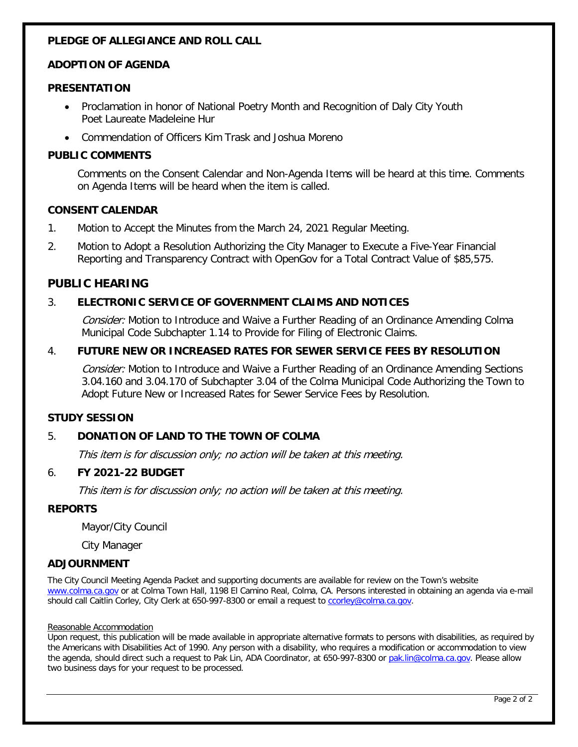**PLEDGE OF ALLEGIANCE AND ROLL CALL**

**ADOPTION OF AGENDA**

**PRESENTATION**

- Proclamation in honor of National Poetry Month and Recognition of Daly City Youth Poet Laureate Madeleine Hur
- Commendation of Officers Kim Trask and Joshua Moreno

**PUBLIC COMMENTS**

Comments on the Consent Calendar and Non-Agenda Items will be heard at this time. Comments on Agenda Items will be heard when the item is called.

**CONSENT CALENDAR**

1. Motion to Accept the Minutes from the March 24, 2021 Regular Meeting.
2. Motion to Adopt a Resolution Authorizing the City Manager to Execute a Five-Year Financial Reporting and Transparency Contract with OpenGov for a Total Contract Value of $85,575.

## PUBLIC HEARING

3. **ELECTRONIC SERVICE OF GOVERNMENT CLAIMS AND NOTICES**

   *Consider:* Motion to Introduce and Waive a Further Reading of an Ordinance Amending Colma Municipal Code Subchapter 1.14 to Provide for Filing of Electronic Claims.

4. **FUTURE NEW OR INCREASED RATES FOR SEWER SERVICE FEES BY RESOLUTION**

   *Consider:* Motion to Introduce and Waive a Further Reading of an Ordinance Amending Sections 3.04.160 and 3.04.170 of Subchapter 3.04 of the Colma Municipal Code Authorizing the Town to Adopt Future New or Increased Rates for Sewer Service Fees by Resolution.

**STUDY SESSION**

5. **DONATION OF LAND TO THE TOWN OF COLMA**

   *This item is for discussion only; no action will be taken at this meeting.*

6. **FY 2021-22 BUDGET**

   *This item is for discussion only; no action will be taken at this meeting.*

**REPORTS**

Mayor/City Council

City Manager

**ADJOURNMENT**

The City Council Meeting Agenda Packet and supporting documents are available for review on the Town's website www.colma.ca.gov or at Colma Town Hall, 1198 El Camino Real, Colma, CA. Persons interested in obtaining an agenda via e-mail should call Caitlin Corley, City Clerk at 650-997-8300 or email a request to ccorley@colma.ca.gov.

Reasonable Accommodation

Upon request, this publication will be made available in appropriate alternative formats to persons with disabilities, as required by the Americans with Disabilities Act of 1990. Any person with a disability, who requires a modification or accommodation to view the agenda, should direct such a request to Pak Lin, ADA Coordinator, at 650-997-8300 or pak.lin@colma.ca.gov. Please allow two business days for your request to be processed.